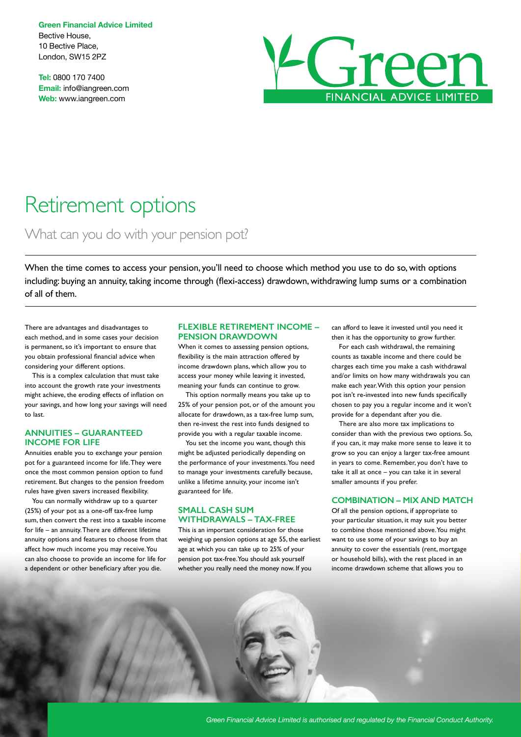**Green Financial Advice Limited**
Bective House,
10 Bective Place,
London, SW15 2PZ

**Tel:** 0800 170 7400
**Email:** info@iangreen.com
**Web:** www.iangreen.com

# Retirement options

## What can you do with your pension pot?

When the time comes to access your pension, you'll need to choose which method you use to do so, with options including: buying an annuity, taking income through (flexi-access) drawdown, withdrawing lump sums or a combination of all of them.

There are advantages and disadvantages to each method, and in some cases your decision is permanent, so it's important to ensure that you obtain professional financial advice when considering your different options.

This is a complex calculation that must take into account the growth rate your investments might achieve, the eroding effects of inflation on your savings, and how long your savings will need to last.

### ANNUITIES – GUARANTEED INCOME FOR LIFE

Annuities enable you to exchange your pension pot for a guaranteed income for life. They were once the most common pension option to fund retirement. But changes to the pension freedom rules have given savers increased flexibility.

You can normally withdraw up to a quarter (25%) of your pot as a one-off tax-free lump sum, then convert the rest into a taxable income for life – an annuity. There are different lifetime annuity options and features to choose from that affect how much income you may receive. You can also choose to provide an income for life for a dependent or other beneficiary after you die.

### FLEXIBLE RETIREMENT INCOME – PENSION DRAWDOWN

When it comes to assessing pension options, flexibility is the main attraction offered by income drawdown plans, which allow you to access your money while leaving it invested, meaning your funds can continue to grow.

This option normally means you take up to 25% of your pension pot, or of the amount you allocate for drawdown, as a tax-free lump sum, then re-invest the rest into funds designed to provide you with a regular taxable income.

You set the income you want, though this might be adjusted periodically depending on the performance of your investments. You need to manage your investments carefully because, unlike a lifetime annuity, your income isn't guaranteed for life.

### SMALL CASH SUM WITHDRAWALS – TAX-FREE

This is an important consideration for those weighing up pension options at age 55, the earliest age at which you can take up to 25% of your pension pot tax-free. You should ask yourself whether you really need the money now. If you can afford to leave it invested until you need it then it has the opportunity to grow further.

For each cash withdrawal, the remaining counts as taxable income and there could be charges each time you make a cash withdrawal and/or limits on how many withdrawals you can make each year. With this option your pension pot isn't re-invested into new funds specifically chosen to pay you a regular income and it won't provide for a dependant after you die.

There are also more tax implications to consider than with the previous two options. So, if you can, it may make more sense to leave it to grow so you can enjoy a larger tax-free amount in years to come. Remember, you don't have to take it all at once – you can take it in several smaller amounts if you prefer.

### COMBINATION – MIX AND MATCH

Of all the pension options, if appropriate to your particular situation, it may suit you better to combine those mentioned above. You might want to use some of your savings to buy an annuity to cover the essentials (rent, mortgage or household bills), with the rest placed in an income drawdown scheme that allows you to

*Green Financial Advice Limited is authorised and regulated by the Financial Conduct Authority.*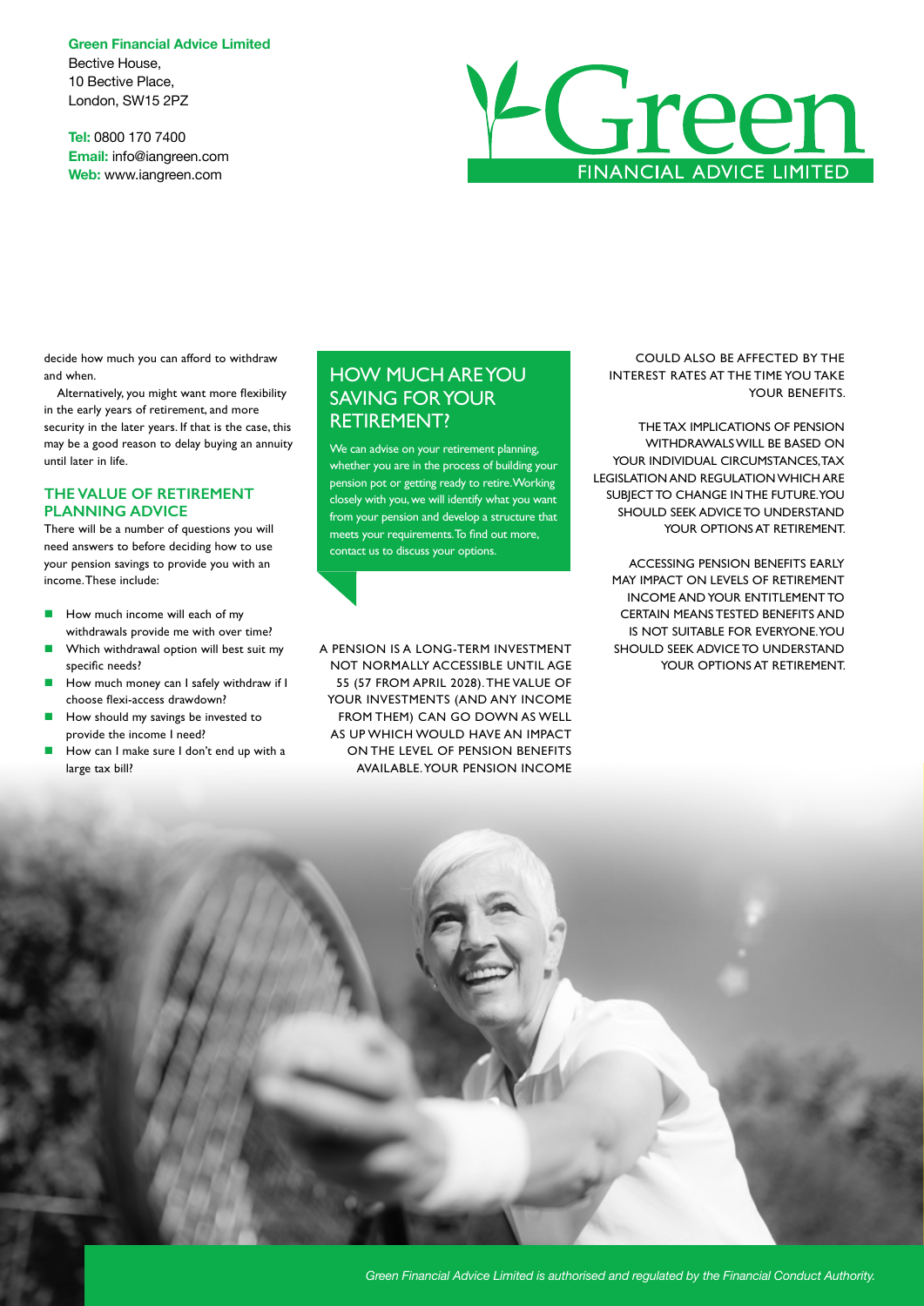**Green Financial Advice Limited**
Bective House,
10 Bective Place,
London, SW15 2PZ

**Tel:** 0800 170 7400
**Email:** info@iangreen.com
**Web:** www.iangreen.com

decide how much you can afford to withdraw and when.

Alternatively, you might want more flexibility in the early years of retirement, and more security in the later years. If that is the case, this may be a good reason to delay buying an annuity until later in life.

## THE VALUE OF RETIREMENT PLANNING ADVICE

There will be a number of questions you will need answers to before deciding how to use your pension savings to provide you with an income. These include:

- How much income will each of my withdrawals provide me with over time?
- Which withdrawal option will best suit my specific needs?
- How much money can I safely withdraw if I choose flexi-access drawdown?
- How should my savings be invested to provide the income I need?
- How can I make sure I don't end up with a large tax bill?

## HOW MUCH ARE YOU SAVING FOR YOUR RETIREMENT?

We can advise on your retirement planning, whether you are in the process of building your pension pot or getting ready to retire. Working closely with you, we will identify what you want from your pension and develop a structure that meets your requirements. To find out more, contact us to discuss your options.

A PENSION IS A LONG-TERM INVESTMENT NOT NORMALLY ACCESSIBLE UNTIL AGE 55 (57 FROM APRIL 2028). THE VALUE OF YOUR INVESTMENTS (AND ANY INCOME FROM THEM) CAN GO DOWN AS WELL AS UP WHICH WOULD HAVE AN IMPACT ON THE LEVEL OF PENSION BENEFITS AVAILABLE. YOUR PENSION INCOME COULD ALSO BE AFFECTED BY THE INTEREST RATES AT THE TIME YOU TAKE YOUR BENEFITS.

THE TAX IMPLICATIONS OF PENSION WITHDRAWALS WILL BE BASED ON YOUR INDIVIDUAL CIRCUMSTANCES, TAX LEGISLATION AND REGULATION WHICH ARE SUBJECT TO CHANGE IN THE FUTURE. YOU SHOULD SEEK ADVICE TO UNDERSTAND YOUR OPTIONS AT RETIREMENT.

ACCESSING PENSION BENEFITS EARLY MAY IMPACT ON LEVELS OF RETIREMENT INCOME AND YOUR ENTITLEMENT TO CERTAIN MEANS TESTED BENEFITS AND IS NOT SUITABLE FOR EVERYONE. YOU SHOULD SEEK ADVICE TO UNDERSTAND YOUR OPTIONS AT RETIREMENT.

*Green Financial Advice Limited is authorised and regulated by the Financial Conduct Authority.*